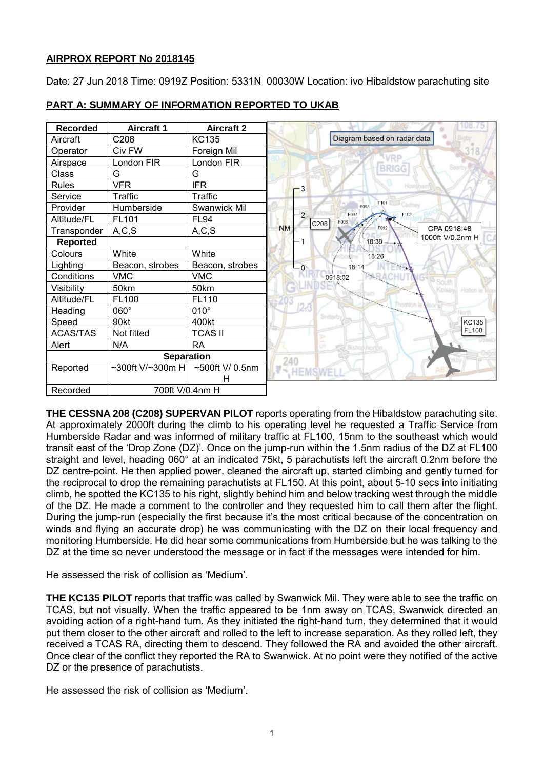**AIRPROX REPORT No 2018145**

Date: 27 Jun 2018 Time: 0919Z Position: 5331N 00030W Location: ivo Hibaldstow parachuting site

**PART A: SUMMARY OF INFORMATION REPORTED TO UKAB**

| Recorded | Aircraft 1 | Aircraft 2 |
|---|---|---|
| Aircraft | C208 | KC135 |
| Operator | Civ FW | Foreign Mil |
| Airspace | London FIR | London FIR |
| Class | G | G |
| Rules | VFR | IFR |
| Service | Traffic | Traffic |
| Provider | Humberside | Swanwick Mil |
| Altitude/FL | FL101 | FL94 |
| Transponder | A,C,S | A,C,S |
| **Reported** | | |
| Colours | White | White |
| Lighting | Beacon, strobes | Beacon, strobes |
| Conditions | VMC | VMC |
| Visibility | 50km | 50km |
| Altitude/FL | FL100 | FL110 |
| Heading | 060° | 010° |
| Speed | 90kt | 400kt |
| ACAS/TAS | Not fitted | TCAS II |
| Alert | N/A | RA |
| **Separation** | | |
| Reported | ~300ft V/~300m H | ~500ft V/ 0.5nm H |
| Recorded | 700ft V/0.4nm H | |

**THE CESSNA 208 (C208) SUPERVAN PILOT** reports operating from the Hibaldstow parachuting site. At approximately 2000ft during the climb to his operating level he requested a Traffic Service from Humberside Radar and was informed of military traffic at FL100, 15nm to the southeast which would transit east of the 'Drop Zone (DZ)'. Once on the jump-run within the 1.5nm radius of the DZ at FL100 straight and level, heading 060° at an indicated 75kt, 5 parachutists left the aircraft 0.2nm before the DZ centre-point. He then applied power, cleaned the aircraft up, started climbing and gently turned for the reciprocal to drop the remaining parachutists at FL150. At this point, about 5-10 secs into initiating climb, he spotted the KC135 to his right, slightly behind him and below tracking west through the middle of the DZ. He made a comment to the controller and they requested him to call them after the flight. During the jump-run (especially the first because it's the most critical because of the concentration on winds and flying an accurate drop) he was communicating with the DZ on their local frequency and monitoring Humberside. He did hear some communications from Humberside but he was talking to the DZ at the time so never understood the message or in fact if the messages were intended for him.

He assessed the risk of collision as 'Medium'.

**THE KC135 PILOT** reports that traffic was called by Swanwick Mil. They were able to see the traffic on TCAS, but not visually. When the traffic appeared to be 1nm away on TCAS, Swanwick directed an avoiding action of a right-hand turn. As they initiated the right-hand turn, they determined that it would put them closer to the other aircraft and rolled to the left to increase separation. As they rolled left, they received a TCAS RA, directing them to descend. They followed the RA and avoided the other aircraft. Once clear of the conflict they reported the RA to Swanwick. At no point were they notified of the active DZ or the presence of parachutists.

He assessed the risk of collision as 'Medium'.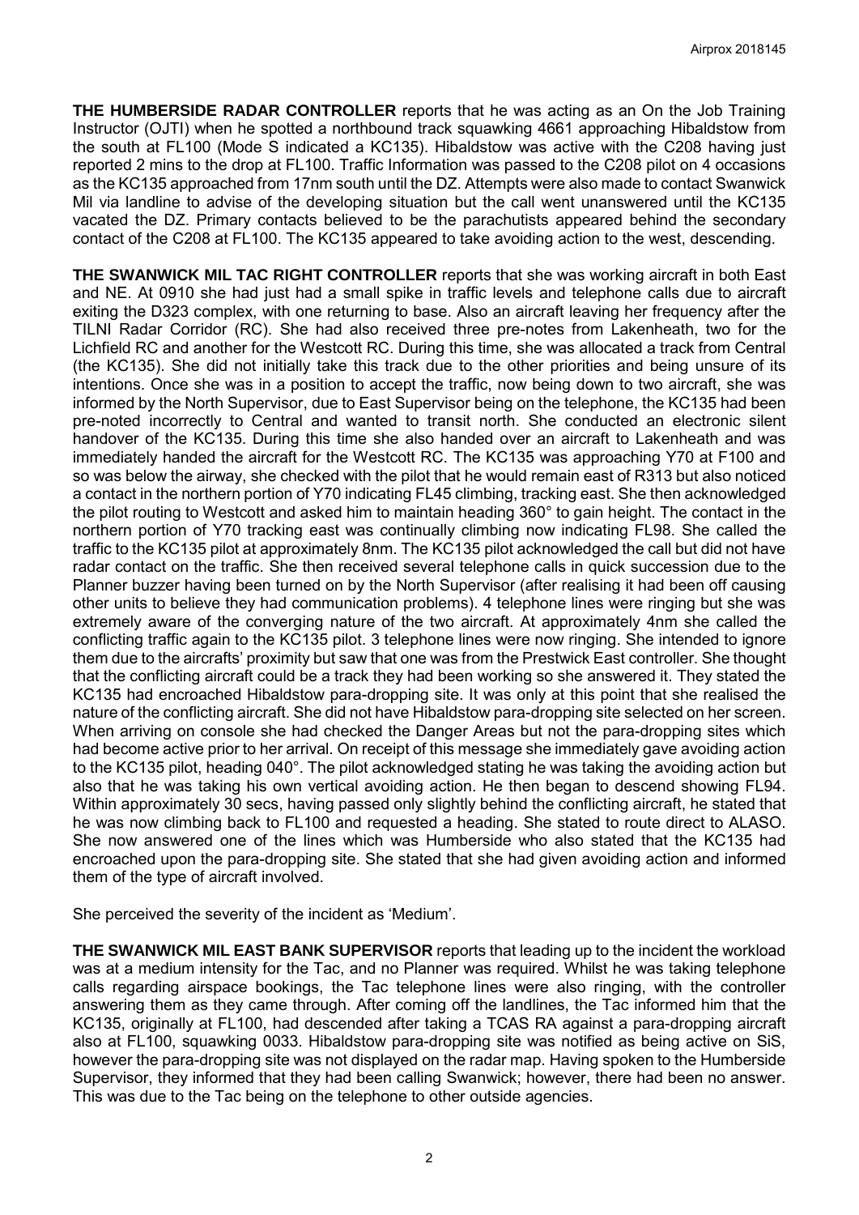**THE HUMBERSIDE RADAR CONTROLLER** reports that he was acting as an On the Job Training Instructor (OJTI) when he spotted a northbound track squawking 4661 approaching Hibaldstow from the south at FL100 (Mode S indicated a KC135). Hibaldstow was active with the C208 having just reported 2 mins to the drop at FL100. Traffic Information was passed to the C208 pilot on 4 occasions as the KC135 approached from 17nm south until the DZ. Attempts were also made to contact Swanwick Mil via landline to advise of the developing situation but the call went unanswered until the KC135 vacated the DZ. Primary contacts believed to be the parachutists appeared behind the secondary contact of the C208 at FL100. The KC135 appeared to take avoiding action to the west, descending.

**THE SWANWICK MIL TAC RIGHT CONTROLLER** reports that she was working aircraft in both East and NE. At 0910 she had just had a small spike in traffic levels and telephone calls due to aircraft exiting the D323 complex, with one returning to base. Also an aircraft leaving her frequency after the TILNI Radar Corridor (RC). She had also received three pre-notes from Lakenheath, two for the Lichfield RC and another for the Westcott RC. During this time, she was allocated a track from Central (the KC135). She did not initially take this track due to the other priorities and being unsure of its intentions. Once she was in a position to accept the traffic, now being down to two aircraft, she was informed by the North Supervisor, due to East Supervisor being on the telephone, the KC135 had been pre-noted incorrectly to Central and wanted to transit north. She conducted an electronic silent handover of the KC135. During this time she also handed over an aircraft to Lakenheath and was immediately handed the aircraft for the Westcott RC. The KC135 was approaching Y70 at F100 and so was below the airway, she checked with the pilot that he would remain east of R313 but also noticed a contact in the northern portion of Y70 indicating FL45 climbing, tracking east. She then acknowledged the pilot routing to Westcott and asked him to maintain heading 360° to gain height. The contact in the northern portion of Y70 tracking east was continually climbing now indicating FL98. She called the traffic to the KC135 pilot at approximately 8nm. The KC135 pilot acknowledged the call but did not have radar contact on the traffic. She then received several telephone calls in quick succession due to the Planner buzzer having been turned on by the North Supervisor (after realising it had been off causing other units to believe they had communication problems). 4 telephone lines were ringing but she was extremely aware of the converging nature of the two aircraft. At approximately 4nm she called the conflicting traffic again to the KC135 pilot. 3 telephone lines were now ringing. She intended to ignore them due to the aircrafts' proximity but saw that one was from the Prestwick East controller. She thought that the conflicting aircraft could be a track they had been working so she answered it. They stated the KC135 had encroached Hibaldstow para-dropping site. It was only at this point that she realised the nature of the conflicting aircraft. She did not have Hibaldstow para-dropping site selected on her screen. When arriving on console she had checked the Danger Areas but not the para-dropping sites which had become active prior to her arrival. On receipt of this message she immediately gave avoiding action to the KC135 pilot, heading 040°. The pilot acknowledged stating he was taking the avoiding action but also that he was taking his own vertical avoiding action. He then began to descend showing FL94. Within approximately 30 secs, having passed only slightly behind the conflicting aircraft, he stated that he was now climbing back to FL100 and requested a heading. She stated to route direct to ALASO. She now answered one of the lines which was Humberside who also stated that the KC135 had encroached upon the para-dropping site. She stated that she had given avoiding action and informed them of the type of aircraft involved.

She perceived the severity of the incident as 'Medium'.

**THE SWANWICK MIL EAST BANK SUPERVISOR** reports that leading up to the incident the workload was at a medium intensity for the Tac, and no Planner was required. Whilst he was taking telephone calls regarding airspace bookings, the Tac telephone lines were also ringing, with the controller answering them as they came through. After coming off the landlines, the Tac informed him that the KC135, originally at FL100, had descended after taking a TCAS RA against a para-dropping aircraft also at FL100, squawking 0033. Hibaldstow para-dropping site was notified as being active on SiS, however the para-dropping site was not displayed on the radar map. Having spoken to the Humberside Supervisor, they informed that they had been calling Swanwick; however, there had been no answer. This was due to the Tac being on the telephone to other outside agencies.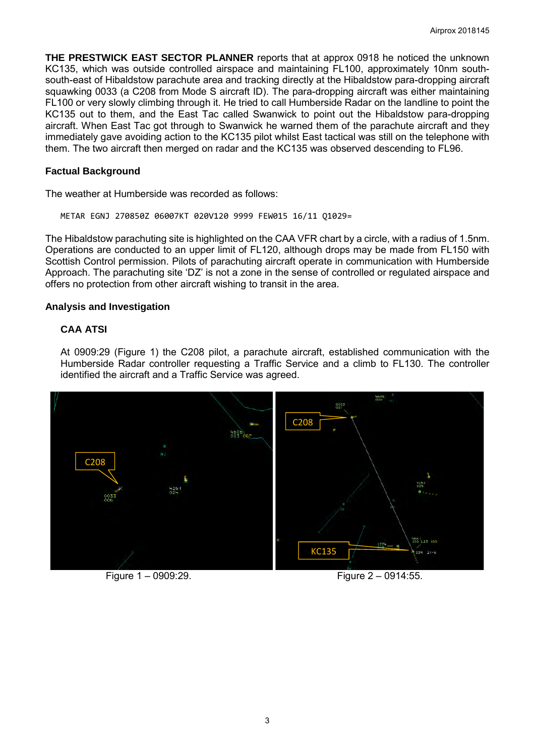**THE PRESTWICK EAST SECTOR PLANNER** reports that at approx 0918 he noticed the unknown KC135, which was outside controlled airspace and maintaining FL100, approximately 10nm south-south-east of Hibaldstow parachute area and tracking directly at the Hibaldstow para-dropping aircraft squawking 0033 (a C208 from Mode S aircraft ID). The para-dropping aircraft was either maintaining FL100 or very slowly climbing through it. He tried to call Humberside Radar on the landline to point the KC135 out to them, and the East Tac called Swanwick to point out the Hibaldstow para-dropping aircraft. When East Tac got through to Swanwick he warned them of the parachute aircraft and they immediately gave avoiding action to the KC135 pilot whilst East tactical was still on the telephone with them. The two aircraft then merged on radar and the KC135 was observed descending to FL96.

## Factual Background

The weather at Humberside was recorded as follows:

```
METAR EGNJ 270850Z 06007KT 020V120 9999 FEW015 16/11 Q1029=
```

The Hibaldstow parachuting site is highlighted on the CAA VFR chart by a circle, with a radius of 1.5nm. Operations are conducted to an upper limit of FL120, although drops may be made from FL150 with Scottish Control permission. Pilots of parachuting aircraft operate in communication with Humberside Approach. The parachuting site 'DZ' is not a zone in the sense of controlled or regulated airspace and offers no protection from other aircraft wishing to transit in the area.

## Analysis and Investigation

### CAA ATSI

At 0909:29 (Figure 1) the C208 pilot, a parachute aircraft, established communication with the Humberside Radar controller requesting a Traffic Service and a climb to FL130. The controller identified the aircraft and a Traffic Service was agreed.

Figure 1 – 0909:29.

Figure 2 – 0914:55.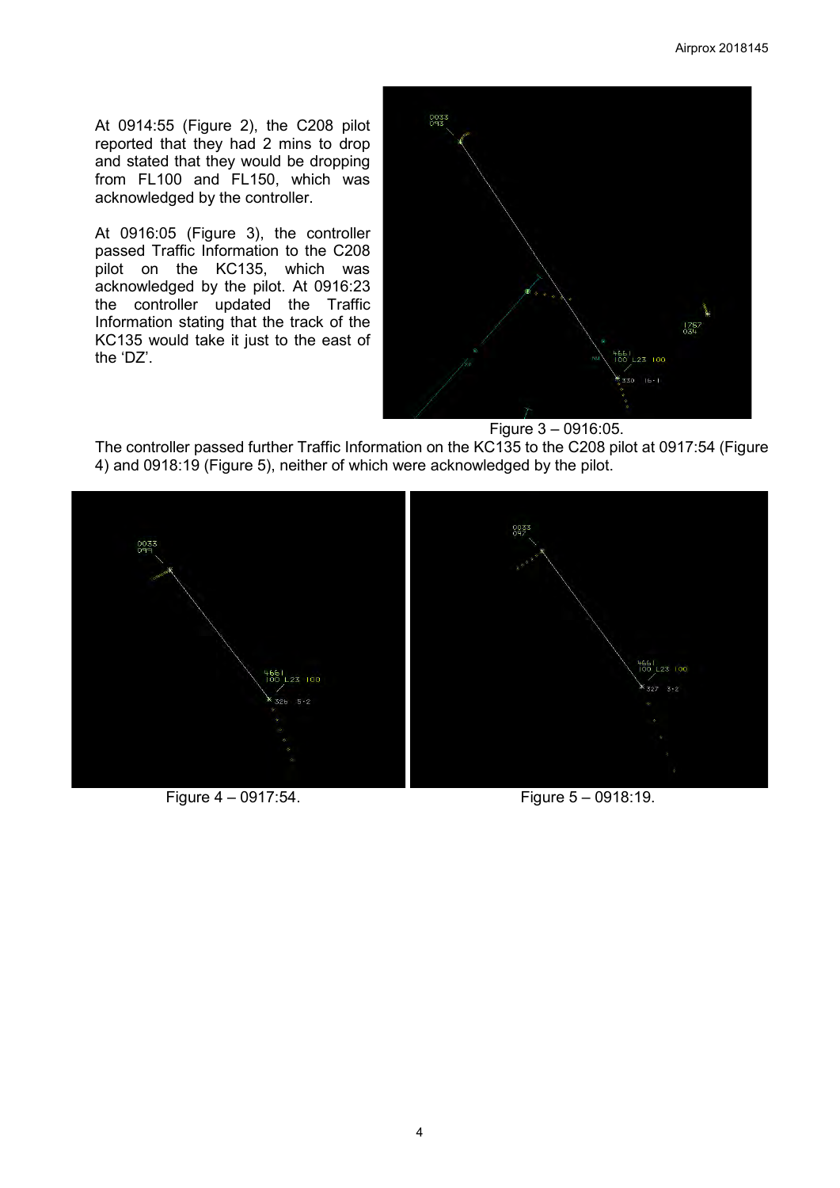At 0914:55 (Figure 2), the C208 pilot reported that they had 2 mins to drop and stated that they would be dropping from FL100 and FL150, which was acknowledged by the controller.

At 0916:05 (Figure 3), the controller passed Traffic Information to the C208 pilot on the KC135, which was acknowledged by the pilot. At 0916:23 the controller updated the Traffic Information stating that the track of the KC135 would take it just to the east of the 'DZ'.

Figure 3 – 0916:05.

The controller passed further Traffic Information on the KC135 to the C208 pilot at 0917:54 (Figure 4) and 0918:19 (Figure 5), neither of which were acknowledged by the pilot.

Figure 4 – 0917:54.

Figure 5 – 0918:19.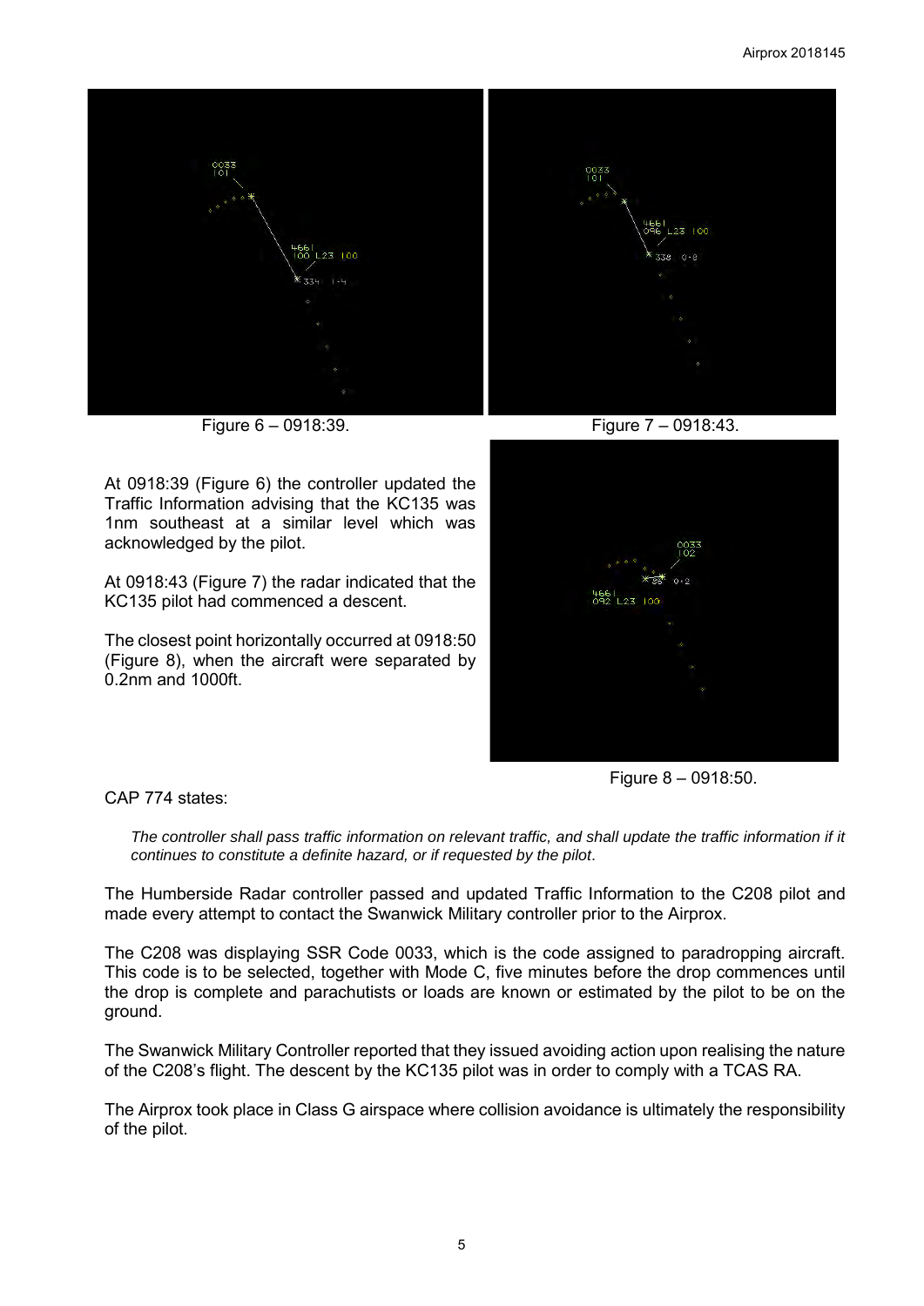Figure 6 – 0918:39.

Figure 7 – 0918:43.

At 0918:39 (Figure 6) the controller updated the Traffic Information advising that the KC135 was 1nm southeast at a similar level which was acknowledged by the pilot.

At 0918:43 (Figure 7) the radar indicated that the KC135 pilot had commenced a descent.

The closest point horizontally occurred at 0918:50 (Figure 8), when the aircraft were separated by 0.2nm and 1000ft.

Figure 8 – 0918:50.

CAP 774 states:

*The controller shall pass traffic information on relevant traffic, and shall update the traffic information if it continues to constitute a definite hazard, or if requested by the pilot*.

The Humberside Radar controller passed and updated Traffic Information to the C208 pilot and made every attempt to contact the Swanwick Military controller prior to the Airprox.

The C208 was displaying SSR Code 0033, which is the code assigned to paradropping aircraft. This code is to be selected, together with Mode C, five minutes before the drop commences until the drop is complete and parachutists or loads are known or estimated by the pilot to be on the ground.

The Swanwick Military Controller reported that they issued avoiding action upon realising the nature of the C208's flight. The descent by the KC135 pilot was in order to comply with a TCAS RA.

The Airprox took place in Class G airspace where collision avoidance is ultimately the responsibility of the pilot.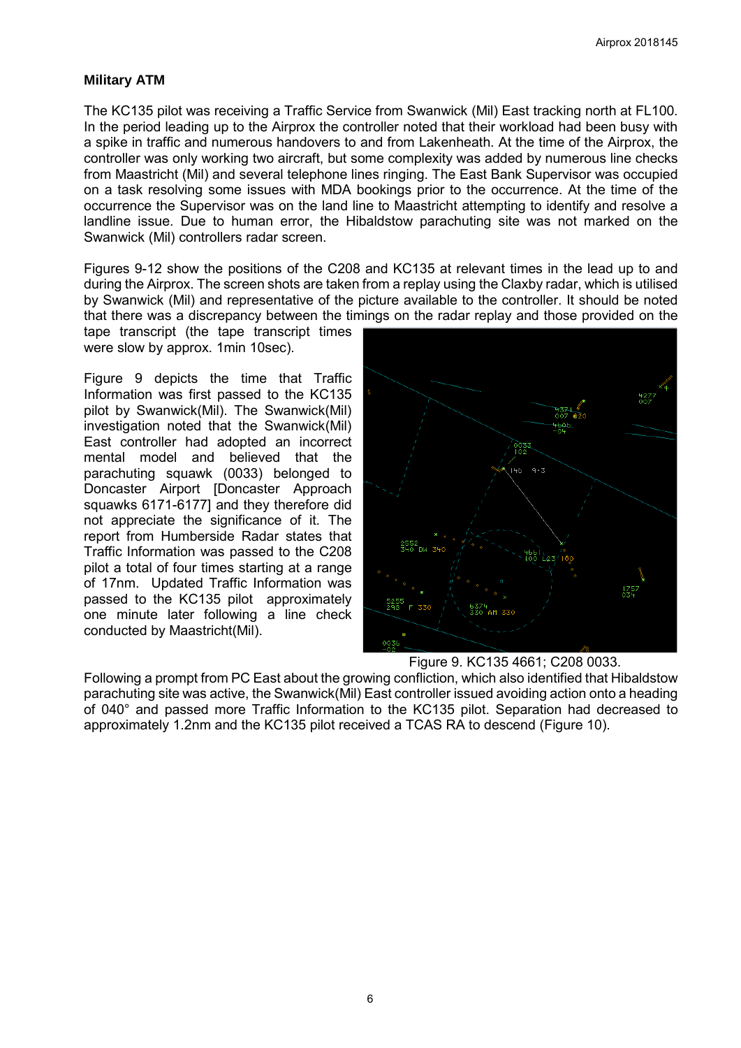## Military ATM

The KC135 pilot was receiving a Traffic Service from Swanwick (Mil) East tracking north at FL100. In the period leading up to the Airprox the controller noted that their workload had been busy with a spike in traffic and numerous handovers to and from Lakenheath. At the time of the Airprox, the controller was only working two aircraft, but some complexity was added by numerous line checks from Maastricht (Mil) and several telephone lines ringing. The East Bank Supervisor was occupied on a task resolving some issues with MDA bookings prior to the occurrence. At the time of the occurrence the Supervisor was on the land line to Maastricht attempting to identify and resolve a landline issue. Due to human error, the Hibaldstow parachuting site was not marked on the Swanwick (Mil) controllers radar screen.

Figures 9-12 show the positions of the C208 and KC135 at relevant times in the lead up to and during the Airprox. The screen shots are taken from a replay using the Claxby radar, which is utilised by Swanwick (Mil) and representative of the picture available to the controller. It should be noted that there was a discrepancy between the timings on the radar replay and those provided on the tape transcript (the tape transcript times were slow by approx. 1min 10sec).

Figure 9 depicts the time that Traffic Information was first passed to the KC135 pilot by Swanwick(Mil). The Swanwick(Mil) investigation noted that the Swanwick(Mil) East controller had adopted an incorrect mental model and believed that the parachuting squawk (0033) belonged to Doncaster Airport [Doncaster Approach squawks 6171-6177] and they therefore did not appreciate the significance of it. The report from Humberside Radar states that Traffic Information was passed to the C208 pilot a total of four times starting at a range of 17nm. Updated Traffic Information was passed to the KC135 pilot approximately one minute later following a line check conducted by Maastricht(Mil).

Figure 9. KC135 4661; C208 0033.

Following a prompt from PC East about the growing confliction, which also identified that Hibaldstow parachuting site was active, the Swanwick(Mil) East controller issued avoiding action onto a heading of 040° and passed more Traffic Information to the KC135 pilot. Separation had decreased to approximately 1.2nm and the KC135 pilot received a TCAS RA to descend (Figure 10).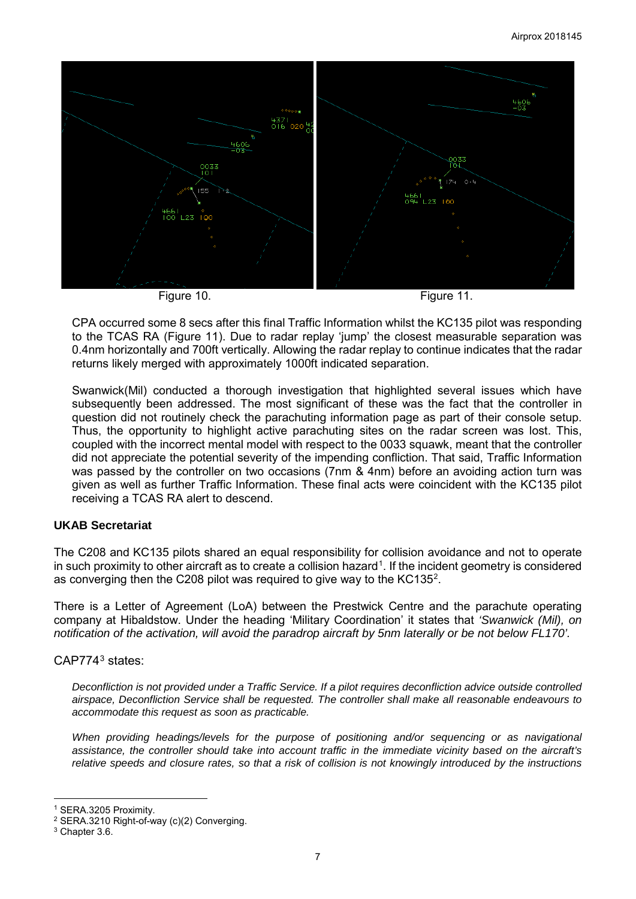Figure 10. Figure 11.

CPA occurred some 8 secs after this final Traffic Information whilst the KC135 pilot was responding to the TCAS RA (Figure 11). Due to radar replay 'jump' the closest measurable separation was 0.4nm horizontally and 700ft vertically. Allowing the radar replay to continue indicates that the radar returns likely merged with approximately 1000ft indicated separation.

Swanwick(Mil) conducted a thorough investigation that highlighted several issues which have subsequently been addressed. The most significant of these was the fact that the controller in question did not routinely check the parachuting information page as part of their console setup. Thus, the opportunity to highlight active parachuting sites on the radar screen was lost. This, coupled with the incorrect mental model with respect to the 0033 squawk, meant that the controller did not appreciate the potential severity of the impending confliction. That said, Traffic Information was passed by the controller on two occasions (7nm & 4nm) before an avoiding action turn was given as well as further Traffic Information. These final acts were coincident with the KC135 pilot receiving a TCAS RA alert to descend.

### UKAB Secretariat

The C208 and KC135 pilots shared an equal responsibility for collision avoidance and not to operate in such proximity to other aircraft as to create a collision hazard[1]. If the incident geometry is considered as converging then the C208 pilot was required to give way to the KC135[2].

There is a Letter of Agreement (LoA) between the Prestwick Centre and the parachute operating company at Hibaldstow. Under the heading 'Military Coordination' it states that *'Swanwick (Mil), on notification of the activation, will avoid the paradrop aircraft by 5nm laterally or be not below FL170'.*

CAP774[3] states:

> *Deconfliction is not provided under a Traffic Service. If a pilot requires deconfliction advice outside controlled airspace, Deconfliction Service shall be requested. The controller shall make all reasonable endeavours to accommodate this request as soon as practicable.*
>
> *When providing headings/levels for the purpose of positioning and/or sequencing or as navigational assistance, the controller should take into account traffic in the immediate vicinity based on the aircraft's relative speeds and closure rates, so that a risk of collision is not knowingly introduced by the instructions*

---

[1] SERA.3205 Proximity.
[2] SERA.3210 Right-of-way (c)(2) Converging.
[3] Chapter 3.6.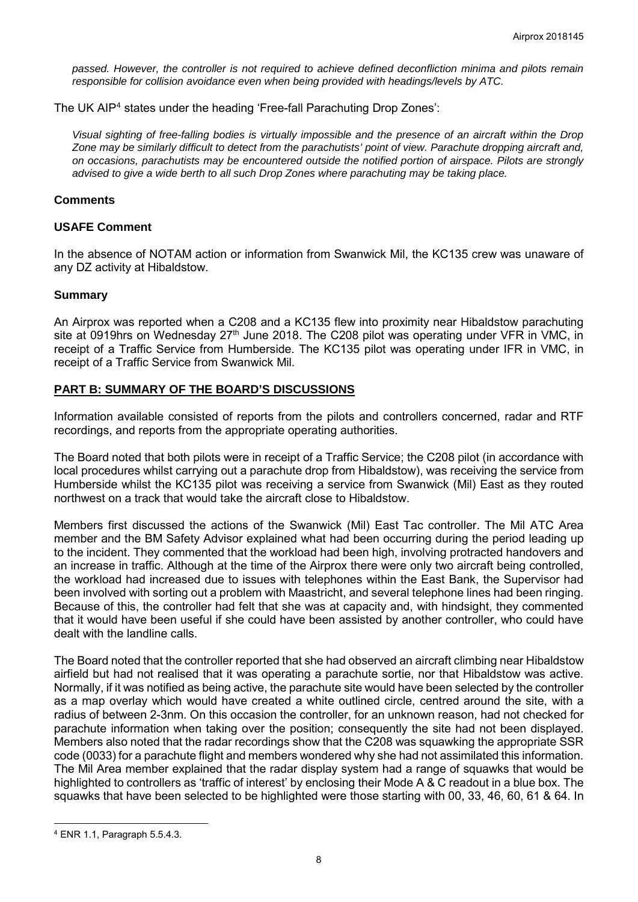*passed. However, the controller is not required to achieve defined deconfliction minima and pilots remain responsible for collision avoidance even when being provided with headings/levels by ATC.*

The UK AIP[4] states under the heading 'Free-fall Parachuting Drop Zones':

*Visual sighting of free-falling bodies is virtually impossible and the presence of an aircraft within the Drop Zone may be similarly difficult to detect from the parachutists' point of view. Parachute dropping aircraft and, on occasions, parachutists may be encountered outside the notified portion of airspace. Pilots are strongly advised to give a wide berth to all such Drop Zones where parachuting may be taking place.*

## Comments

### USAFE Comment

In the absence of NOTAM action or information from Swanwick Mil, the KC135 crew was unaware of any DZ activity at Hibaldstow.

### Summary

An Airprox was reported when a C208 and a KC135 flew into proximity near Hibaldstow parachuting site at 0919hrs on Wednesday 27th June 2018. The C208 pilot was operating under VFR in VMC, in receipt of a Traffic Service from Humberside. The KC135 pilot was operating under IFR in VMC, in receipt of a Traffic Service from Swanwick Mil.

## PART B: SUMMARY OF THE BOARD'S DISCUSSIONS

Information available consisted of reports from the pilots and controllers concerned, radar and RTF recordings, and reports from the appropriate operating authorities.

The Board noted that both pilots were in receipt of a Traffic Service; the C208 pilot (in accordance with local procedures whilst carrying out a parachute drop from Hibaldstow), was receiving the service from Humberside whilst the KC135 pilot was receiving a service from Swanwick (Mil) East as they routed northwest on a track that would take the aircraft close to Hibaldstow.

Members first discussed the actions of the Swanwick (Mil) East Tac controller. The Mil ATC Area member and the BM Safety Advisor explained what had been occurring during the period leading up to the incident. They commented that the workload had been high, involving protracted handovers and an increase in traffic. Although at the time of the Airprox there were only two aircraft being controlled, the workload had increased due to issues with telephones within the East Bank, the Supervisor had been involved with sorting out a problem with Maastricht, and several telephone lines had been ringing. Because of this, the controller had felt that she was at capacity and, with hindsight, they commented that it would have been useful if she could have been assisted by another controller, who could have dealt with the landline calls.

The Board noted that the controller reported that she had observed an aircraft climbing near Hibaldstow airfield but had not realised that it was operating a parachute sortie, nor that Hibaldstow was active. Normally, if it was notified as being active, the parachute site would have been selected by the controller as a map overlay which would have created a white outlined circle, centred around the site, with a radius of between 2-3nm. On this occasion the controller, for an unknown reason, had not checked for parachute information when taking over the position; consequently the site had not been displayed. Members also noted that the radar recordings show that the C208 was squawking the appropriate SSR code (0033) for a parachute flight and members wondered why she had not assimilated this information. The Mil Area member explained that the radar display system had a range of squawks that would be highlighted to controllers as 'traffic of interest' by enclosing their Mode A & C readout in a blue box. The squawks that have been selected to be highlighted were those starting with 00, 33, 46, 60, 61 & 64. In

---

[4] ENR 1.1, Paragraph 5.5.4.3.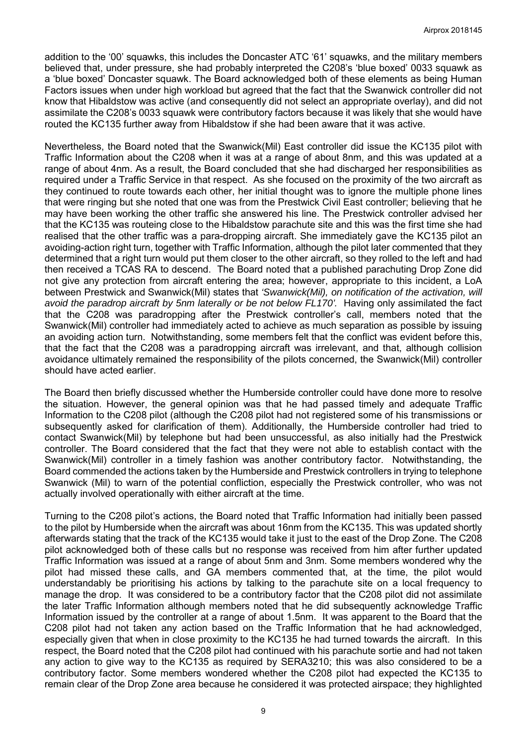addition to the '00' squawks, this includes the Doncaster ATC '61' squawks, and the military members believed that, under pressure, she had probably interpreted the C208's 'blue boxed' 0033 squawk as a 'blue boxed' Doncaster squawk. The Board acknowledged both of these elements as being Human Factors issues when under high workload but agreed that the fact that the Swanwick controller did not know that Hibaldstow was active (and consequently did not select an appropriate overlay), and did not assimilate the C208's 0033 squawk were contributory factors because it was likely that she would have routed the KC135 further away from Hibaldstow if she had been aware that it was active.

Nevertheless, the Board noted that the Swanwick(Mil) East controller did issue the KC135 pilot with Traffic Information about the C208 when it was at a range of about 8nm, and this was updated at a range of about 4nm. As a result, the Board concluded that she had discharged her responsibilities as required under a Traffic Service in that respect. As she focused on the proximity of the two aircraft as they continued to route towards each other, her initial thought was to ignore the multiple phone lines that were ringing but she noted that one was from the Prestwick Civil East controller; believing that he may have been working the other traffic she answered his line. The Prestwick controller advised her that the KC135 was routeing close to the Hibaldstow parachute site and this was the first time she had realised that the other traffic was a para-dropping aircraft. She immediately gave the KC135 pilot an avoiding-action right turn, together with Traffic Information, although the pilot later commented that they determined that a right turn would put them closer to the other aircraft, so they rolled to the left and had then received a TCAS RA to descend. The Board noted that a published parachuting Drop Zone did not give any protection from aircraft entering the area; however, appropriate to this incident, a LoA between Prestwick and Swanwick(Mil) states that *'Swanwick(Mil), on notification of the activation, will avoid the paradrop aircraft by 5nm laterally or be not below FL170'.* Having only assimilated the fact that the C208 was paradropping after the Prestwick controller's call, members noted that the Swanwick(Mil) controller had immediately acted to achieve as much separation as possible by issuing an avoiding action turn. Notwithstanding, some members felt that the conflict was evident before this, that the fact that the C208 was a paradropping aircraft was irrelevant, and that, although collision avoidance ultimately remained the responsibility of the pilots concerned, the Swanwick(Mil) controller should have acted earlier.

The Board then briefly discussed whether the Humberside controller could have done more to resolve the situation. However, the general opinion was that he had passed timely and adequate Traffic Information to the C208 pilot (although the C208 pilot had not registered some of his transmissions or subsequently asked for clarification of them). Additionally, the Humberside controller had tried to contact Swanwick(Mil) by telephone but had been unsuccessful, as also initially had the Prestwick controller. The Board considered that the fact that they were not able to establish contact with the Swanwick(Mil) controller in a timely fashion was another contributory factor. Notwithstanding, the Board commended the actions taken by the Humberside and Prestwick controllers in trying to telephone Swanwick (Mil) to warn of the potential confliction, especially the Prestwick controller, who was not actually involved operationally with either aircraft at the time.

Turning to the C208 pilot's actions, the Board noted that Traffic Information had initially been passed to the pilot by Humberside when the aircraft was about 16nm from the KC135. This was updated shortly afterwards stating that the track of the KC135 would take it just to the east of the Drop Zone. The C208 pilot acknowledged both of these calls but no response was received from him after further updated Traffic Information was issued at a range of about 5nm and 3nm. Some members wondered why the pilot had missed these calls, and GA members commented that, at the time, the pilot would understandably be prioritising his actions by talking to the parachute site on a local frequency to manage the drop. It was considered to be a contributory factor that the C208 pilot did not assimilate the later Traffic Information although members noted that he did subsequently acknowledge Traffic Information issued by the controller at a range of about 1.5nm. It was apparent to the Board that the C208 pilot had not taken any action based on the Traffic Information that he had acknowledged, especially given that when in close proximity to the KC135 he had turned towards the aircraft. In this respect, the Board noted that the C208 pilot had continued with his parachute sortie and had not taken any action to give way to the KC135 as required by SERA3210; this was also considered to be a contributory factor. Some members wondered whether the C208 pilot had expected the KC135 to remain clear of the Drop Zone area because he considered it was protected airspace; they highlighted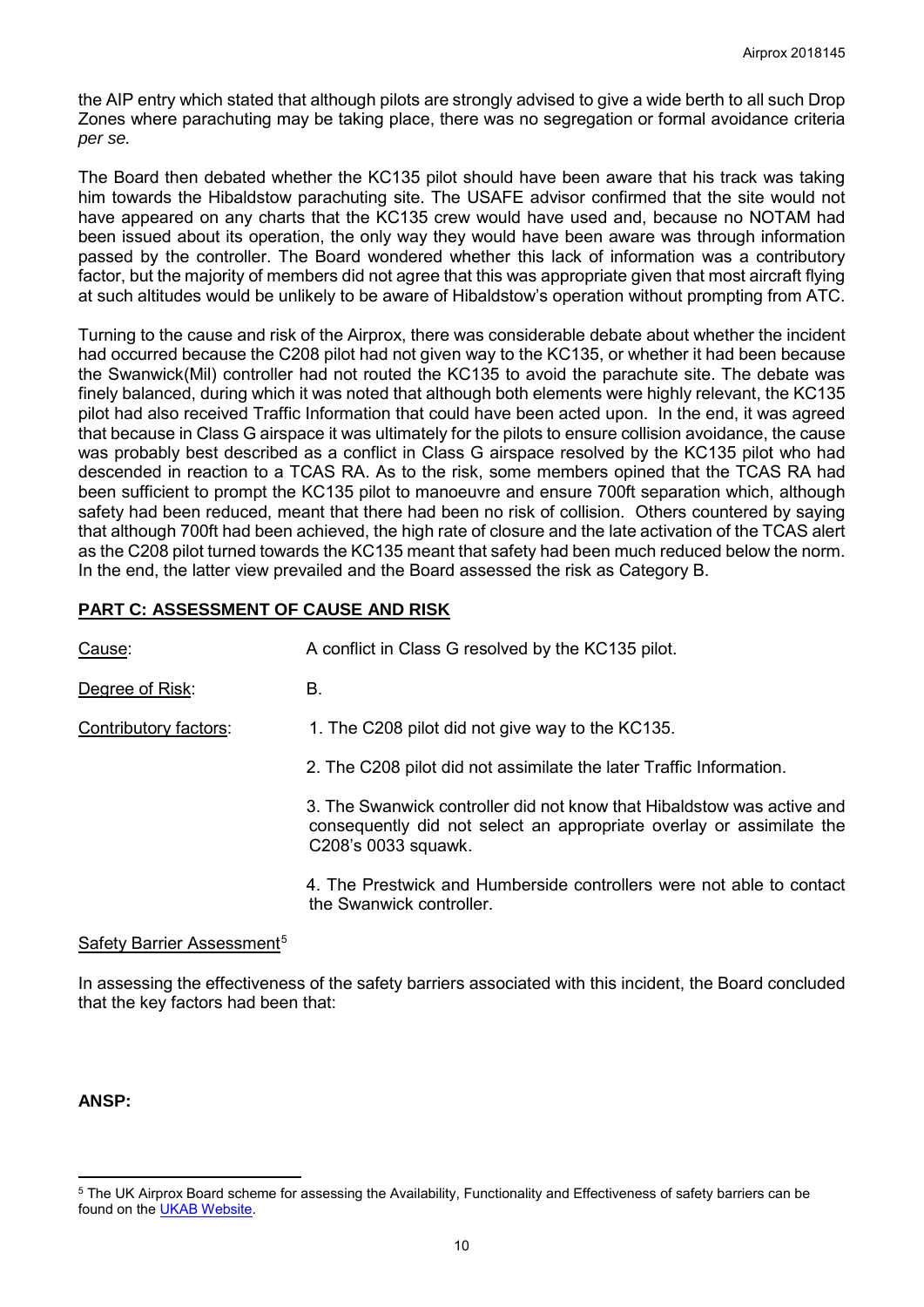the AIP entry which stated that although pilots are strongly advised to give a wide berth to all such Drop Zones where parachuting may be taking place, there was no segregation or formal avoidance criteria *per se.*

The Board then debated whether the KC135 pilot should have been aware that his track was taking him towards the Hibaldstow parachuting site. The USAFE advisor confirmed that the site would not have appeared on any charts that the KC135 crew would have used and, because no NOTAM had been issued about its operation, the only way they would have been aware was through information passed by the controller. The Board wondered whether this lack of information was a contributory factor, but the majority of members did not agree that this was appropriate given that most aircraft flying at such altitudes would be unlikely to be aware of Hibaldstow's operation without prompting from ATC.

Turning to the cause and risk of the Airprox, there was considerable debate about whether the incident had occurred because the C208 pilot had not given way to the KC135, or whether it had been because the Swanwick(Mil) controller had not routed the KC135 to avoid the parachute site. The debate was finely balanced, during which it was noted that although both elements were highly relevant, the KC135 pilot had also received Traffic Information that could have been acted upon. In the end, it was agreed that because in Class G airspace it was ultimately for the pilots to ensure collision avoidance, the cause was probably best described as a conflict in Class G airspace resolved by the KC135 pilot who had descended in reaction to a TCAS RA. As to the risk, some members opined that the TCAS RA had been sufficient to prompt the KC135 pilot to manoeuvre and ensure 700ft separation which, although safety had been reduced, meant that there had been no risk of collision. Others countered by saying that although 700ft had been achieved, the high rate of closure and the late activation of the TCAS alert as the C208 pilot turned towards the KC135 meant that safety had been much reduced below the norm. In the end, the latter view prevailed and the Board assessed the risk as Category B.

## PART C: ASSESSMENT OF CAUSE AND RISK

Cause: A conflict in Class G resolved by the KC135 pilot.

Degree of Risk: B.

Contributory factors:

1. The C208 pilot did not give way to the KC135.
2. The C208 pilot did not assimilate the later Traffic Information.
3. The Swanwick controller did not know that Hibaldstow was active and consequently did not select an appropriate overlay or assimilate the C208's 0033 squawk.
4. The Prestwick and Humberside controllers were not able to contact the Swanwick controller.

Safety Barrier Assessment[5]

In assessing the effectiveness of the safety barriers associated with this incident, the Board concluded that the key factors had been that:

**ANSP:**

[5] The UK Airprox Board scheme for assessing the Availability, Functionality and Effectiveness of safety barriers can be found on the UKAB Website.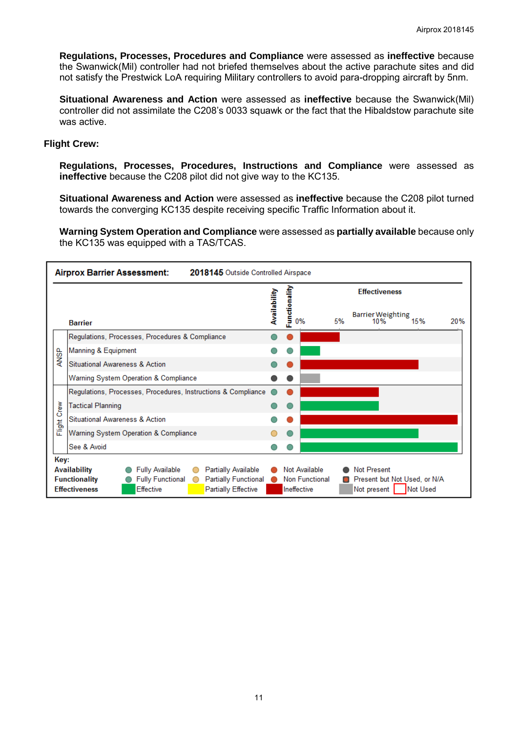**Regulations, Processes, Procedures and Compliance** were assessed as **ineffective** because the Swanwick(Mil) controller had not briefed themselves about the active parachute sites and did not satisfy the Prestwick LoA requiring Military controllers to avoid para-dropping aircraft by 5nm.

**Situational Awareness and Action** were assessed as **ineffective** because the Swanwick(Mil) controller did not assimilate the C208's 0033 squawk or the fact that the Hibaldstow parachute site was active.

**Flight Crew:**

**Regulations, Processes, Procedures, Instructions and Compliance** were assessed as **ineffective** because the C208 pilot did not give way to the KC135.

**Situational Awareness and Action** were assessed as **ineffective** because the C208 pilot turned towards the converging KC135 despite receiving specific Traffic Information about it.

**Warning System Operation and Compliance** were assessed as **partially available** because only the KC135 was equipped with a TAS/TCAS.

**Airprox Barrier Assessment:** **2018145** Outside Controlled Airspace

Barrier
Availability
Functionality
Effectiveness
Barrier Weighting
0%
5%
10%
15%
20%

ANSP
Regulations, Processes, Procedures & Compliance
Manning & Equipment
Situational Awareness & Action
Warning System Operation & Compliance

Flight Crew
Regulations, Processes, Procedures, Instructions & Compliance
Tactical Planning
Situational Awareness & Action
Warning System Operation & Compliance
See & Avoid

**Key:**
**Availability** Fully Available, Partially Available, Not Available, Not Present
**Functionality** Fully Functional, Partially Functional, Non Functional, Present but Not Used, or N/A
**Effectiveness** Effective, Partially Effective, Ineffective, Not present, Not Used